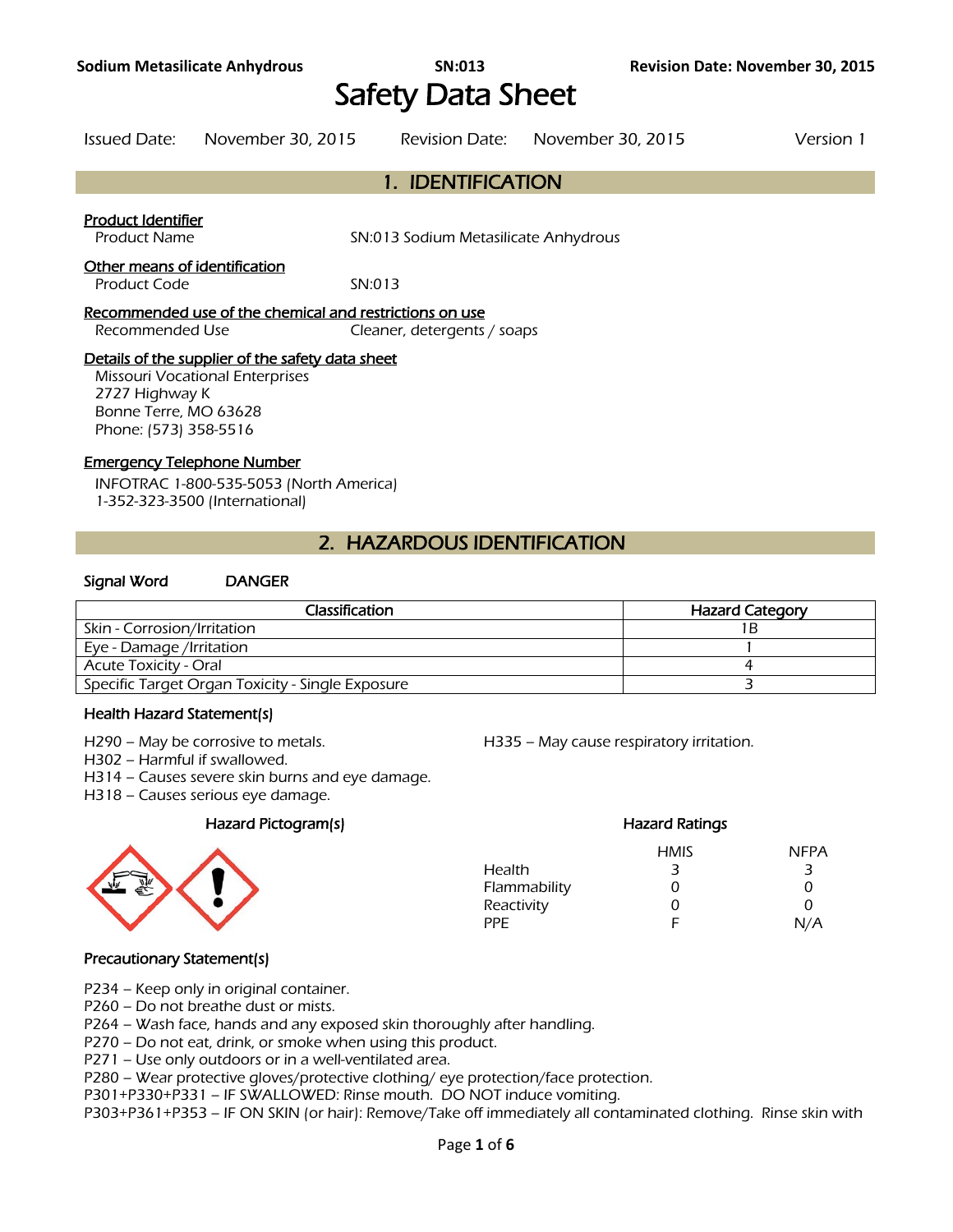# Safety Data Sheet

Issued Date: November 30, 2015 Revision Date: November 30, 2015 Version 1

## 1. IDENTIFICATION

**Product Identifier**

Product Name SN:013 Sodium Metasilicate Anhydrous

**Other means of identification**

Product Code SN:013

**Recommended use of the chemical and restrictions on use**

Recommended Use Cleaner, detergents / soaps

**Details of the supplier of the safety data sheet**

Missouri Vocational Enterprises
2727 Highway K
Bonne Terre, MO 63628
Phone: (573) 358-5516

**Emergency Telephone Number**

INFOTRAC 1-800-535-5053 (North America)
1-352-323-3500 (International)

## 2. HAZARDOUS IDENTIFICATION

**Signal Word** DANGER

| Classification | Hazard Category |
|---|---|
| Skin - Corrosion/Irritation | 1B |
| Eye - Damage /Irritation | 1 |
| Acute Toxicity - Oral | 4 |
| Specific Target Organ Toxicity - Single Exposure | 3 |

### Health Hazard Statement(s)

H290 – May be corrosive to metals.
H302 – Harmful if swallowed.
H314 – Causes severe skin burns and eye damage.
H318 – Causes serious eye damage.
H335 – May cause respiratory irritation.

### Hazard Pictogram(s)

### Hazard Ratings

| | HMIS | NFPA |
|---|---|---|
| Health | 3 | 3 |
| Flammability | 0 | 0 |
| Reactivity | 0 | 0 |
| PPE | F | N/A |

### Precautionary Statement(s)

P234 – Keep only in original container.
P260 – Do not breathe dust or mists.
P264 – Wash face, hands and any exposed skin thoroughly after handling.
P270 – Do not eat, drink, or smoke when using this product.
P271 – Use only outdoors or in a well-ventilated area.
P280 – Wear protective gloves/protective clothing/ eye protection/face protection.
P301+P330+P331 – IF SWALLOWED: Rinse mouth. DO NOT induce vomiting.
P303+P361+P353 – IF ON SKIN (or hair): Remove/Take off immediately all contaminated clothing. Rinse skin with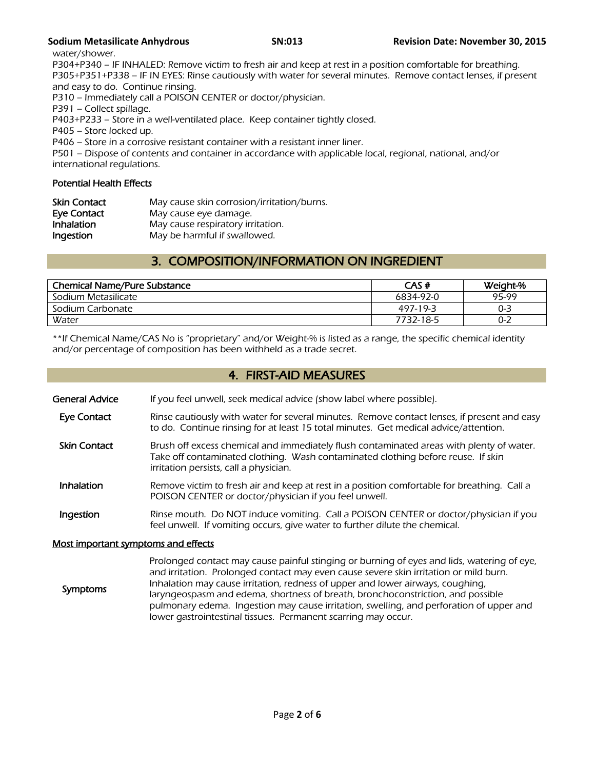water/shower.

P304+P340 – IF INHALED: Remove victim to fresh air and keep at rest in a position comfortable for breathing.
P305+P351+P338 – IF IN EYES: Rinse cautiously with water for several minutes. Remove contact lenses, if present and easy to do. Continue rinsing.
P310 – Immediately call a POISON CENTER or doctor/physician.
P391 – Collect spillage.
P403+P233 – Store in a well-ventilated place. Keep container tightly closed.
P405 – Store locked up.
P406 – Store in a corrosive resistant container with a resistant inner liner.
P501 – Dispose of contents and container in accordance with applicable local, regional, national, and/or international regulations.

### Potential Health Effects

**Skin Contact** May cause skin corrosion/irritation/burns.
**Eye Contact** May cause eye damage.
**Inhalation** May cause respiratory irritation.
**Ingestion** May be harmful if swallowed.

## 3. COMPOSITION/INFORMATION ON INGREDIENT

| Chemical Name/Pure Substance | CAS # | Weight-% |
|---|---|---|
| Sodium Metasilicate | 6834-92-0 | 95-99 |
| Sodium Carbonate | 497-19-3 | 0-3 |
| Water | 7732-18-5 | 0-2 |

**If Chemical Name/CAS No is "proprietary" and/or Weight-% is listed as a range, the specific chemical identity and/or percentage of composition has been withheld as a trade secret.

## 4. FIRST-AID MEASURES

**General Advice** If you feel unwell, seek medical advice (show label where possible).

**Eye Contact** Rinse cautiously with water for several minutes. Remove contact lenses, if present and easy to do. Continue rinsing for at least 15 total minutes. Get medical advice/attention.

**Skin Contact** Brush off excess chemical and immediately flush contaminated areas with plenty of water. Take off contaminated clothing. Wash contaminated clothing before reuse. If skin irritation persists, call a physician.

**Inhalation** Remove victim to fresh air and keep at rest in a position comfortable for breathing. Call a POISON CENTER or doctor/physician if you feel unwell.

**Ingestion** Rinse mouth. Do NOT induce vomiting. Call a POISON CENTER or doctor/physician if you feel unwell. If vomiting occurs, give water to further dilute the chemical.

### Most important symptoms and effects

**Symptoms** Prolonged contact may cause painful stinging or burning of eyes and lids, watering of eye, and irritation. Prolonged contact may even cause severe skin irritation or mild burn. Inhalation may cause irritation, redness of upper and lower airways, coughing, laryngeospasm and edema, shortness of breath, bronchoconstriction, and possible pulmonary edema. Ingestion may cause irritation, swelling, and perforation of upper and lower gastrointestinal tissues. Permanent scarring may occur.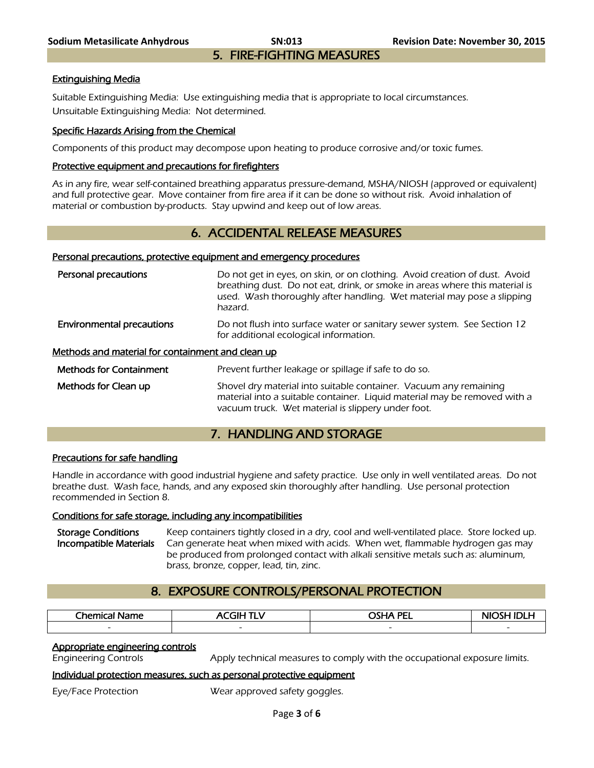## 5. FIRE-FIGHTING MEASURES

### Extinguishing Media

Suitable Extinguishing Media: Use extinguishing media that is appropriate to local circumstances.
Unsuitable Extinguishing Media: Not determined.

### Specific Hazards Arising from the Chemical

Components of this product may decompose upon heating to produce corrosive and/or toxic fumes.

### Protective equipment and precautions for firefighters

As in any fire, wear self-contained breathing apparatus pressure-demand, MSHA/NIOSH (approved or equivalent) and full protective gear. Move container from fire area if it can be done so without risk. Avoid inhalation of material or combustion by-products. Stay upwind and keep out of low areas.

## 6. ACCIDENTAL RELEASE MEASURES

### Personal precautions, protective equipment and emergency procedures

**Personal precautions** — Do not get in eyes, on skin, or on clothing. Avoid creation of dust. Avoid breathing dust. Do not eat, drink, or smoke in areas where this material is used. Wash thoroughly after handling. Wet material may pose a slipping hazard.

**Environmental precautions** — Do not flush into surface water or sanitary sewer system. See Section 12 for additional ecological information.

### Methods and material for containment and clean up

**Methods for Containment** — Prevent further leakage or spillage if safe to do so.

**Methods for Clean up** — Shovel dry material into suitable container. Vacuum any remaining material into a suitable container. Liquid material may be removed with a vacuum truck. Wet material is slippery under foot.

## 7. HANDLING AND STORAGE

### Precautions for safe handling

Handle in accordance with good industrial hygiene and safety practice. Use only in well ventilated areas. Do not breathe dust. Wash face, hands, and any exposed skin thoroughly after handling. Use personal protection recommended in Section 8.

### Conditions for safe storage, including any incompatibilities

**Storage Conditions** — Keep containers tightly closed in a dry, cool and well-ventilated place. Store locked up.

**Incompatible Materials** — Can generate heat when mixed with acids. When wet, flammable hydrogen gas may be produced from prolonged contact with alkali sensitive metals such as: aluminum, brass, bronze, copper, lead, tin, zinc.

## 8. EXPOSURE CONTROLS/PERSONAL PROTECTION

| Chemical Name | ACGIH TLV | OSHA PEL | NIOSH IDLH |
|---|---|---|---|
| - | - | - | - |

### Appropriate engineering controls

Engineering Controls — Apply technical measures to comply with the occupational exposure limits.

### Individual protection measures, such as personal protective equipment

Eye/Face Protection — Wear approved safety goggles.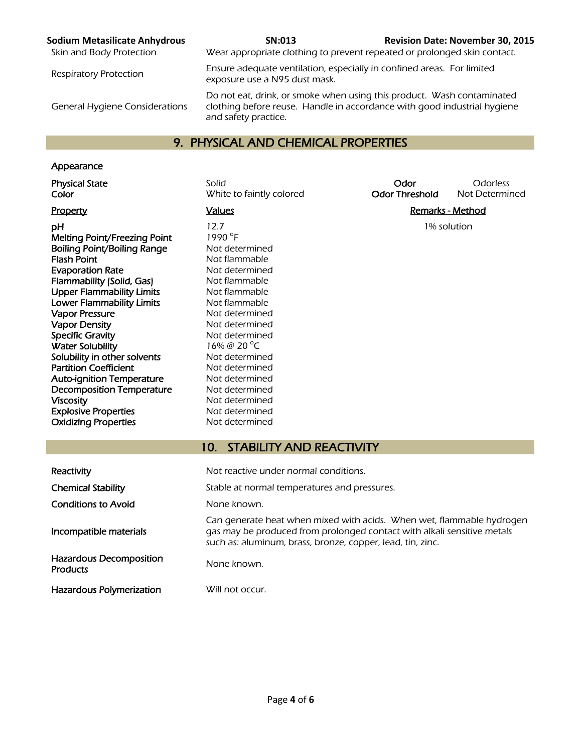| | |
|---|---|
| Skin and Body Protection | Wear appropriate clothing to prevent repeated or prolonged skin contact. |
| Respiratory Protection | Ensure adequate ventilation, especially in confined areas. For limited exposure use a N95 dust mask. |
| General Hygiene Considerations | Do not eat, drink, or smoke when using this product. Wash contaminated clothing before reuse. Handle in accordance with good industrial hygiene and safety practice. |

## 9. PHYSICAL AND CHEMICAL PROPERTIES

**Appearance**

| | | | |
|---|---|---|---|
| **Physical State** | Solid | **Odor** | Odorless |
| **Color** | White to faintly colored | **Odor Threshold** | Not Determined |

| Property | Values | Remarks - Method |
|---|---|---|
| **pH** | 12.7 | 1% solution |
| **Melting Point/Freezing Point** | 1990 °F | |
| **Boiling Point/Boiling Range** | Not determined | |
| **Flash Point** | Not flammable | |
| **Evaporation Rate** | Not determined | |
| **Flammability (Solid, Gas)** | Not flammable | |
| **Upper Flammability Limits** | Not flammable | |
| **Lower Flammability Limits** | Not flammable | |
| **Vapor Pressure** | Not determined | |
| **Vapor Density** | Not determined | |
| **Specific Gravity** | Not determined | |
| **Water Solubility** | 16% @ 20 °C | |
| **Solubility in other solvents** | Not determined | |
| **Partition Coefficient** | Not determined | |
| **Auto-ignition Temperature** | Not determined | |
| **Decomposition Temperature** | Not determined | |
| **Viscosity** | Not determined | |
| **Explosive Properties** | Not determined | |
| **Oxidizing Properties** | Not determined | |

## 10. STABILITY AND REACTIVITY

| | |
|---|---|
| **Reactivity** | Not reactive under normal conditions. |
| **Chemical Stability** | Stable at normal temperatures and pressures. |
| **Conditions to Avoid** | None known. |
| **Incompatible materials** | Can generate heat when mixed with acids. When wet, flammable hydrogen gas may be produced from prolonged contact with alkali sensitive metals such as: aluminum, brass, bronze, copper, lead, tin, zinc. |
| **Hazardous Decomposition Products** | None known. |
| **Hazardous Polymerization** | Will not occur. |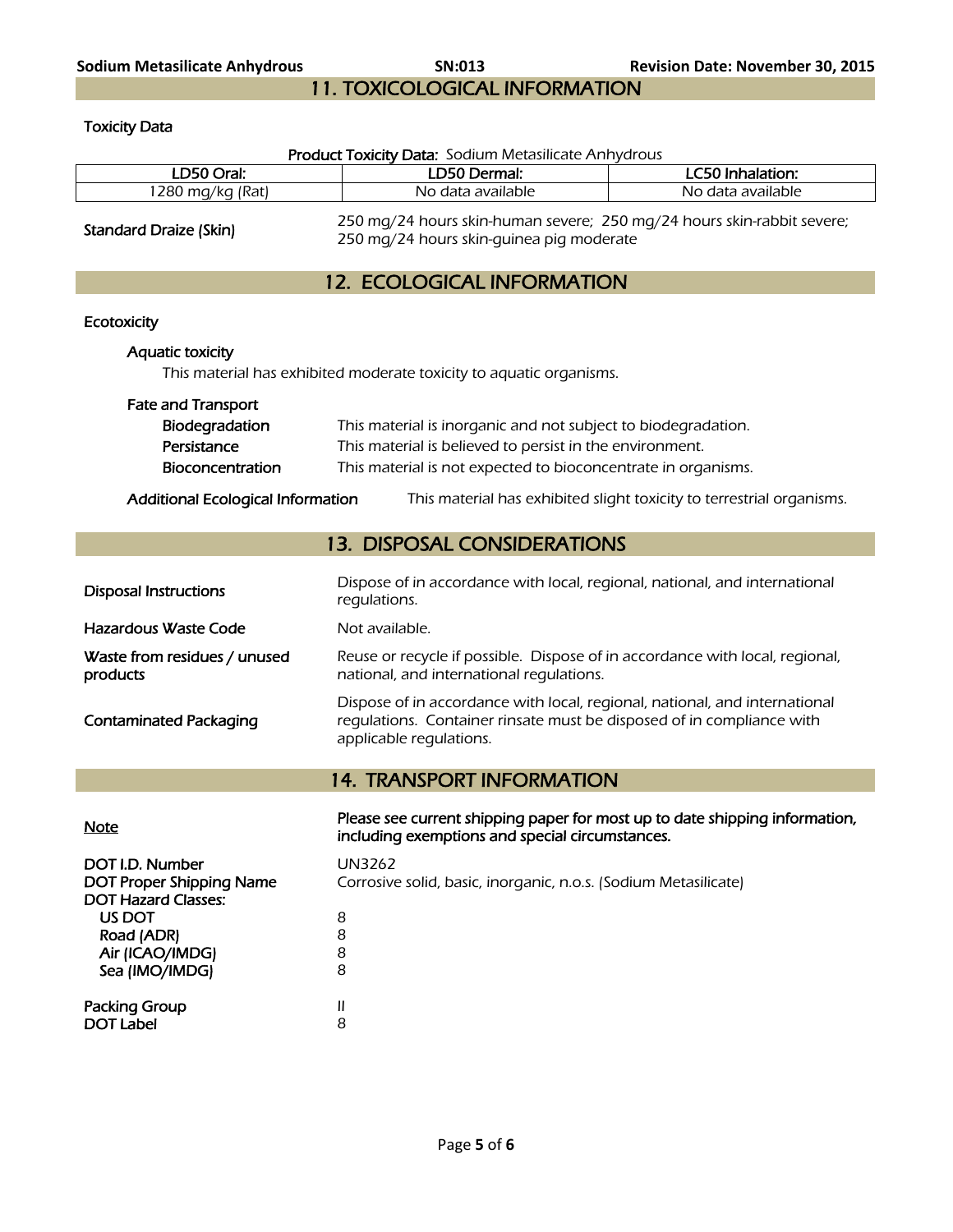## 11. TOXICOLOGICAL INFORMATION

### Toxicity Data

**Product Toxicity Data:** Sodium Metasilicate Anhydrous

| LD50 Oral: | LD50 Dermal: | LC50 Inhalation: |
|---|---|---|
| 1280 mg/kg (Rat) | No data available | No data available |

**Standard Draize (Skin)** 250 mg/24 hours skin-human severe; 250 mg/24 hours skin-rabbit severe; 250 mg/24 hours skin-guinea pig moderate

## 12. ECOLOGICAL INFORMATION

### Ecotoxicity

**Aquatic toxicity**

*This material has exhibited moderate toxicity to aquatic organisms.*

**Fate and Transport**

| | |
|---|---|
| **Biodegradation** | This material is inorganic and not subject to biodegradation. |
| **Persistance** | This material is believed to persist in the environment. |
| **Bioconcentration** | This material is not expected to bioconcentrate in organisms. |

**Additional Ecological Information** This material has exhibited slight toxicity to terrestrial organisms.

## 13. DISPOSAL CONSIDERATIONS

| | |
|---|---|
| **Disposal Instructions** | Dispose of in accordance with local, regional, national, and international regulations. |
| **Hazardous Waste Code** | Not available. |
| **Waste from residues / unused products** | Reuse or recycle if possible. Dispose of in accordance with local, regional, national, and international regulations. |
| **Contaminated Packaging** | Dispose of in accordance with local, regional, national, and international regulations. Container rinsate must be disposed of in compliance with applicable regulations. |

## 14. TRANSPORT INFORMATION

**Note** **Please see current shipping paper for most up to date shipping information, including exemptions and special circumstances.**

| | |
|---|---|
| **DOT I.D. Number** | UN3262 |
| **DOT Proper Shipping Name** | Corrosive solid, basic, inorganic, n.o.s. (Sodium Metasilicate) |
| **DOT Hazard Classes:** | |
| **US DOT** | 8 |
| **Road (ADR)** | 8 |
| **Air (ICAO/IMDG)** | 8 |
| **Sea (IMO/IMDG)** | 8 |
| **Packing Group** | II |
| **DOT Label** | 8 |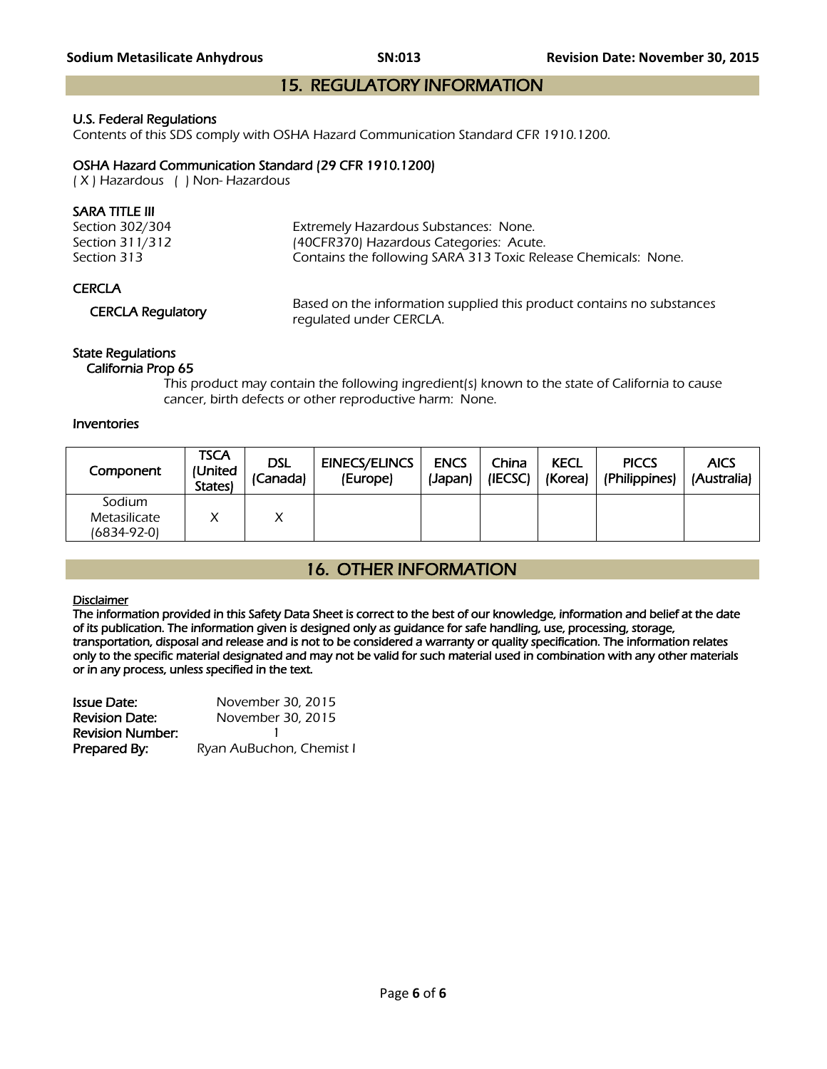## 15. REGULATORY INFORMATION

### U.S. Federal Regulations

Contents of this SDS comply with OSHA Hazard Communication Standard CFR 1910.1200.

### OSHA Hazard Communication Standard (29 CFR 1910.1200)

( X ) Hazardous ( ) Non- Hazardous

### SARA TITLE III

| | |
|---|---|
| Section 302/304 | Extremely Hazardous Substances: None. |
| Section 311/312 | (40CFR370) Hazardous Categories: Acute. |
| Section 313 | Contains the following SARA 313 Toxic Release Chemicals: None. |

### CERCLA

| | |
|---|---|
| CERCLA Regulatory | Based on the information supplied this product contains no substances regulated under CERCLA. |

### State Regulations

#### California Prop 65

This product may contain the following ingredient(s) known to the state of California to cause cancer, birth defects or other reproductive harm: None.

### Inventories

| Component | TSCA (United States) | DSL (Canada) | EINECS/ELINCS (Europe) | ENCS (Japan) | China (IECSC) | KECL (Korea) | PICCS (Philippines) | AICS (Australia) |
|---|---|---|---|---|---|---|---|---|
| Sodium Metasilicate (6834-92-0) | X | X | | | | | | |

## 16. OTHER INFORMATION

Disclaimer

**The information provided in this Safety Data Sheet is correct to the best of our knowledge, information and belief at the date of its publication. The information given is designed only as guidance for safe handling, use, processing, storage, transportation, disposal and release and is not to be considered a warranty or quality specification. The information relates only to the specific material designated and may not be valid for such material used in combination with any other materials or in any process, unless specified in the text.**

| | |
|---|---|
| **Issue Date:** | November 30, 2015 |
| **Revision Date:** | November 30, 2015 |
| **Revision Number:** | 1 |
| **Prepared By:** | Ryan AuBuchon, Chemist I |